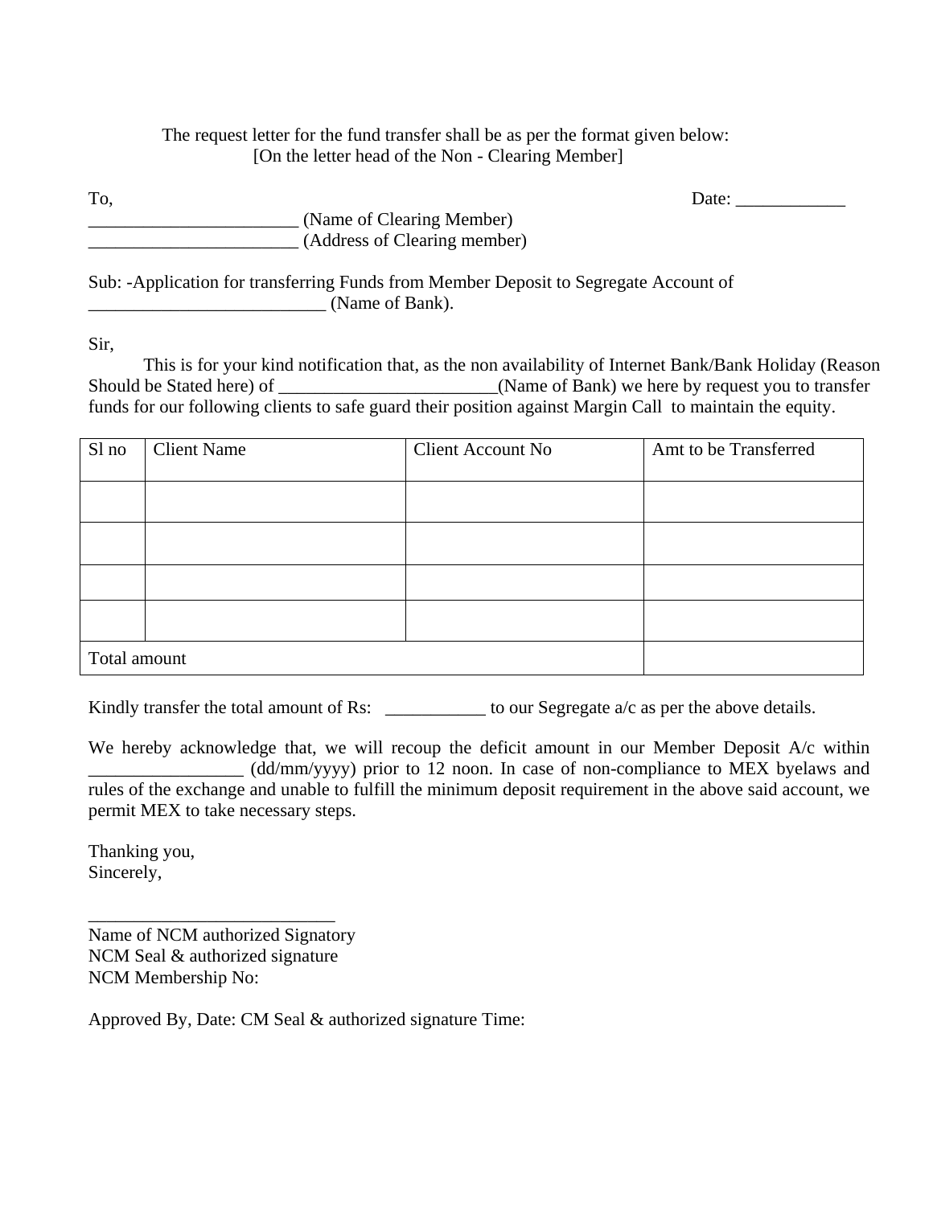The request letter for the fund transfer shall be as per the format given below:
[On the letter head of the Non - Clearing Member]

To, Date: ____________

_______________________ (Name of Clearing Member)
_______________________ (Address of Clearing member)

Sub: -Application for transferring Funds from Member Deposit to Segregate Account of __________________________ (Name of Bank).

Sir,

This is for your kind notification that, as the non availability of Internet Bank/Bank Holiday (Reason Should be Stated here) of ________________________(Name of Bank) we here by request you to transfer funds for our following clients to safe guard their position against Margin Call to maintain the equity.

| Sl no | Client Name | Client Account No | Amt to be Transferred |
|---|---|---|---|
| | | | |
| | | | |
| | | | |
| | | | |
| Total amount | | | |

Kindly transfer the total amount of Rs: ___________ to our Segregate a/c as per the above details.

We hereby acknowledge that, we will recoup the deficit amount in our Member Deposit A/c within ________________ (dd/mm/yyyy) prior to 12 noon. In case of non-compliance to MEX byelaws and rules of the exchange and unable to fulfill the minimum deposit requirement in the above said account, we permit MEX to take necessary steps.

Thanking you,
Sincerely,

___________________________
Name of NCM authorized Signatory
NCM Seal & authorized signature
NCM Membership No:

Approved By, Date: CM Seal & authorized signature Time: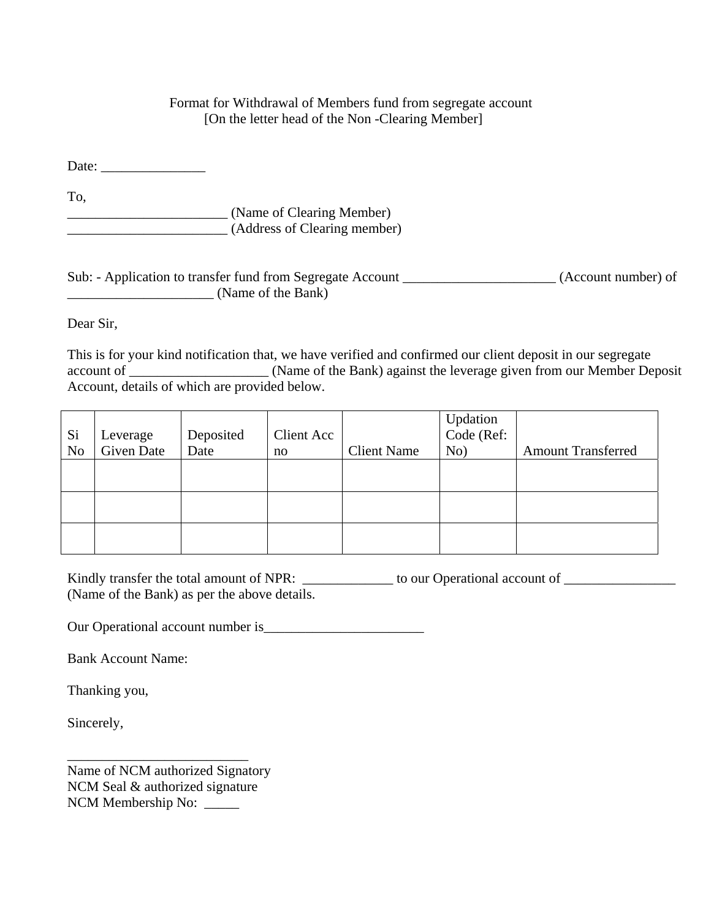Format for Withdrawal of Members fund from segregate account
[On the letter head of the Non -Clearing Member]

Date: _______________

To,
_______________________ (Name of Clearing Member)
_______________________ (Address of Clearing member)

Sub: - Application to transfer fund from Segregate Account ______________________ (Account number) of _____________________ (Name of the Bank)

Dear Sir,

This is for your kind notification that, we have verified and confirmed our client deposit in our segregate account of ____________________ (Name of the Bank) against the leverage given from our Member Deposit Account, details of which are provided below.

| Si No | Leverage Given Date | Deposited Date | Client Acc no | Client Name | Updation Code (Ref: No) | Amount Transferred |
|---|---|---|---|---|---|---|
| | | | | | | |
| | | | | | | |
| | | | | | | |

Kindly transfer the total amount of NPR: _____________ to our Operational account of ________________ (Name of the Bank) as per the above details.

Our Operational account number is_______________________

Bank Account Name:

Thanking you,

Sincerely,

__________________________
Name of NCM authorized Signatory
NCM Seal & authorized signature
NCM Membership No: _____